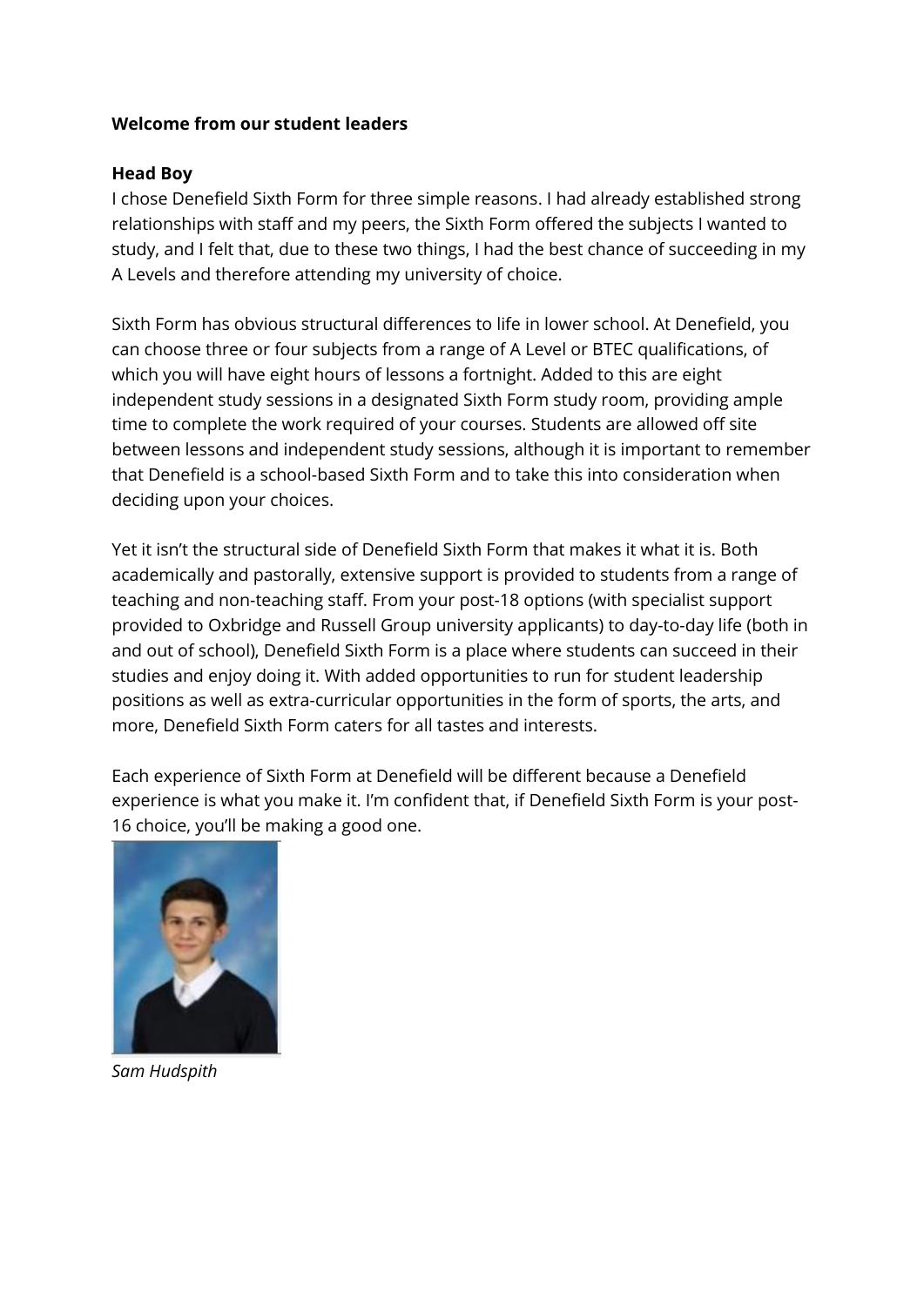**Welcome from our student leaders**

**Head Boy**

I chose Denefield Sixth Form for three simple reasons. I had already established strong relationships with staff and my peers, the Sixth Form offered the subjects I wanted to study, and I felt that, due to these two things, I had the best chance of succeeding in my A Levels and therefore attending my university of choice.

Sixth Form has obvious structural differences to life in lower school. At Denefield, you can choose three or four subjects from a range of A Level or BTEC qualifications, of which you will have eight hours of lessons a fortnight. Added to this are eight independent study sessions in a designated Sixth Form study room, providing ample time to complete the work required of your courses. Students are allowed off site between lessons and independent study sessions, although it is important to remember that Denefield is a school-based Sixth Form and to take this into consideration when deciding upon your choices.

Yet it isn't the structural side of Denefield Sixth Form that makes it what it is. Both academically and pastorally, extensive support is provided to students from a range of teaching and non-teaching staff. From your post-18 options (with specialist support provided to Oxbridge and Russell Group university applicants) to day-to-day life (both in and out of school), Denefield Sixth Form is a place where students can succeed in their studies and enjoy doing it. With added opportunities to run for student leadership positions as well as extra-curricular opportunities in the form of sports, the arts, and more, Denefield Sixth Form caters for all tastes and interests.

Each experience of Sixth Form at Denefield will be different because a Denefield experience is what you make it. I'm confident that, if Denefield Sixth Form is your post-16 choice, you'll be making a good one.

*Sam Hudspith*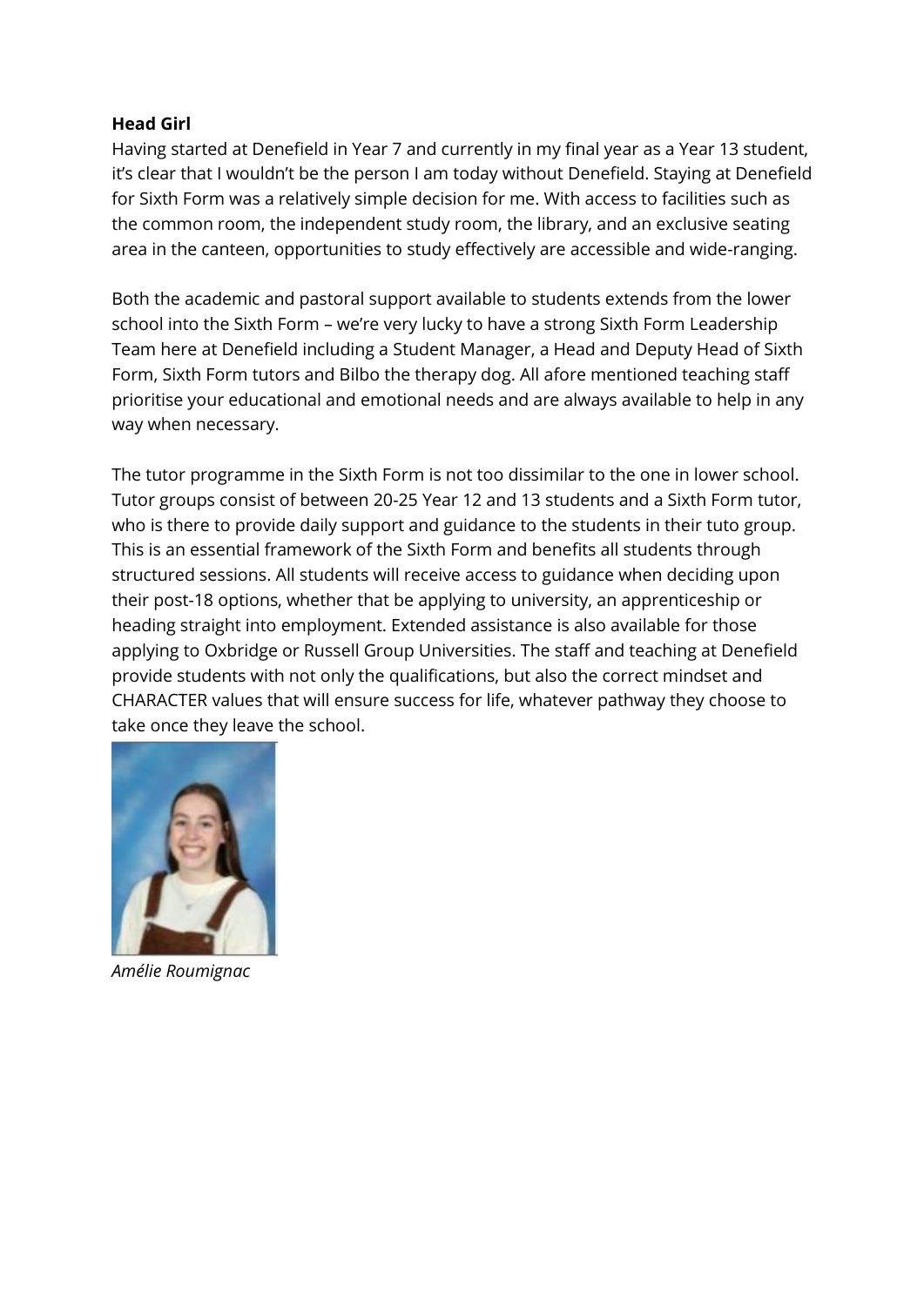**Head Girl**

Having started at Denefield in Year 7 and currently in my final year as a Year 13 student, it's clear that I wouldn't be the person I am today without Denefield. Staying at Denefield for Sixth Form was a relatively simple decision for me. With access to facilities such as the common room, the independent study room, the library, and an exclusive seating area in the canteen, opportunities to study effectively are accessible and wide-ranging.

Both the academic and pastoral support available to students extends from the lower school into the Sixth Form – we're very lucky to have a strong Sixth Form Leadership Team here at Denefield including a Student Manager, a Head and Deputy Head of Sixth Form, Sixth Form tutors and Bilbo the therapy dog. All afore mentioned teaching staff prioritise your educational and emotional needs and are always available to help in any way when necessary.

The tutor programme in the Sixth Form is not too dissimilar to the one in lower school. Tutor groups consist of between 20-25 Year 12 and 13 students and a Sixth Form tutor, who is there to provide daily support and guidance to the students in their tuto group. This is an essential framework of the Sixth Form and benefits all students through structured sessions. All students will receive access to guidance when deciding upon their post-18 options, whether that be applying to university, an apprenticeship or heading straight into employment. Extended assistance is also available for those applying to Oxbridge or Russell Group Universities. The staff and teaching at Denefield provide students with not only the qualifications, but also the correct mindset and CHARACTER values that will ensure success for life, whatever pathway they choose to take once they leave the school.

*Amélie Roumignac*